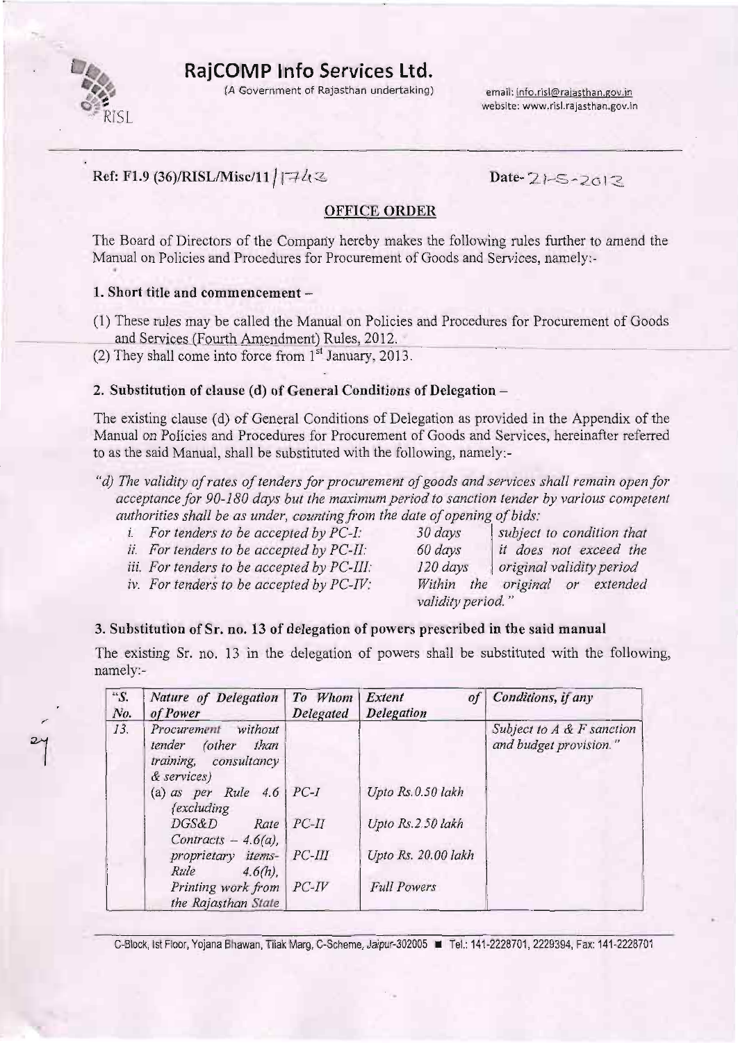# RajCOMP Info Services Ltd.

(A Government of Rajasthan undertaking)

email: info.risl@rajasthan.gov.in
website: www.risl.rajasthan.gov.in

**Ref: F1.9 (36)/RISL/Misc/11/1743** **Date- 21-5-2013**

## OFFICE ORDER

The Board of Directors of the Company hereby makes the following rules further to amend the Manual on Policies and Procedures for Procurement of Goods and Services, namely:-

### 1. Short title and commencement –

(1) These rules may be called the Manual on Policies and Procedures for Procurement of Goods and Services (Fourth Amendment) Rules, 2012.

(2) They shall come into force from 1st January, 2013.

### 2. Substitution of clause (d) of General Conditions of Delegation –

The existing clause (d) of General Conditions of Delegation as provided in the Appendix of the Manual on Policies and Procedures for Procurement of Goods and Services, hereinafter referred to as the said Manual, shall be substituted with the following, namely:-

*"d) The validity of rates of tenders for procurement of goods and services shall remain open for acceptance for 90-180 days but the maximum period to sanction tender by various competent authorities shall be as under, counting from the date of opening of bids:*

| | | |
|---|---|---|
| *i. For tenders to be accepted by PC-I:* | *30 days* | *subject to condition that it does not exceed the original validity period* |
| *ii. For tenders to be accepted by PC-II:* | *60 days* | |
| *iii. For tenders to be accepted by PC-III:* | *120 days* | |
| *iv. For tenders to be accepted by PC-IV:* | *Within the original or extended validity period."* | |

### 3. Substitution of Sr. no. 13 of delegation of powers prescribed in the said manual

The existing Sr. no. 13 in the delegation of powers shall be substituted with the following, namely:-

| *"S. No.* | *Nature of Delegation of Power* | *To Whom Delegated* | *Extent of Delegation* | *Conditions, if any* |
|---|---|---|---|---|
| *13.* | *Procurement without tender (other than training, consultancy & services)* | | | *Subject to A & F sanction and budget provision."* |
| | *(a) as per Rule 4.6 {excluding* | *PC-I* | *Upto Rs.0.50 lakh* | |
| | *DGS&D Rate Contracts – 4.6(a),* | *PC-II* | *Upto Rs.2.50 lakh* | |
| | *proprietary items- Rule 4.6(h),* | *PC-III* | *Upto Rs. 20.00 lakh* | |
| | *Printing work from the Rajasthan State* | *PC-IV* | *Full Powers* | |

C-Block, Ist Floor, Yojana Bhawan, Tilak Marg, C-Scheme, Jaipur-302005 ■ Tel.: 141-2228701, 2229394, Fax: 141-2228701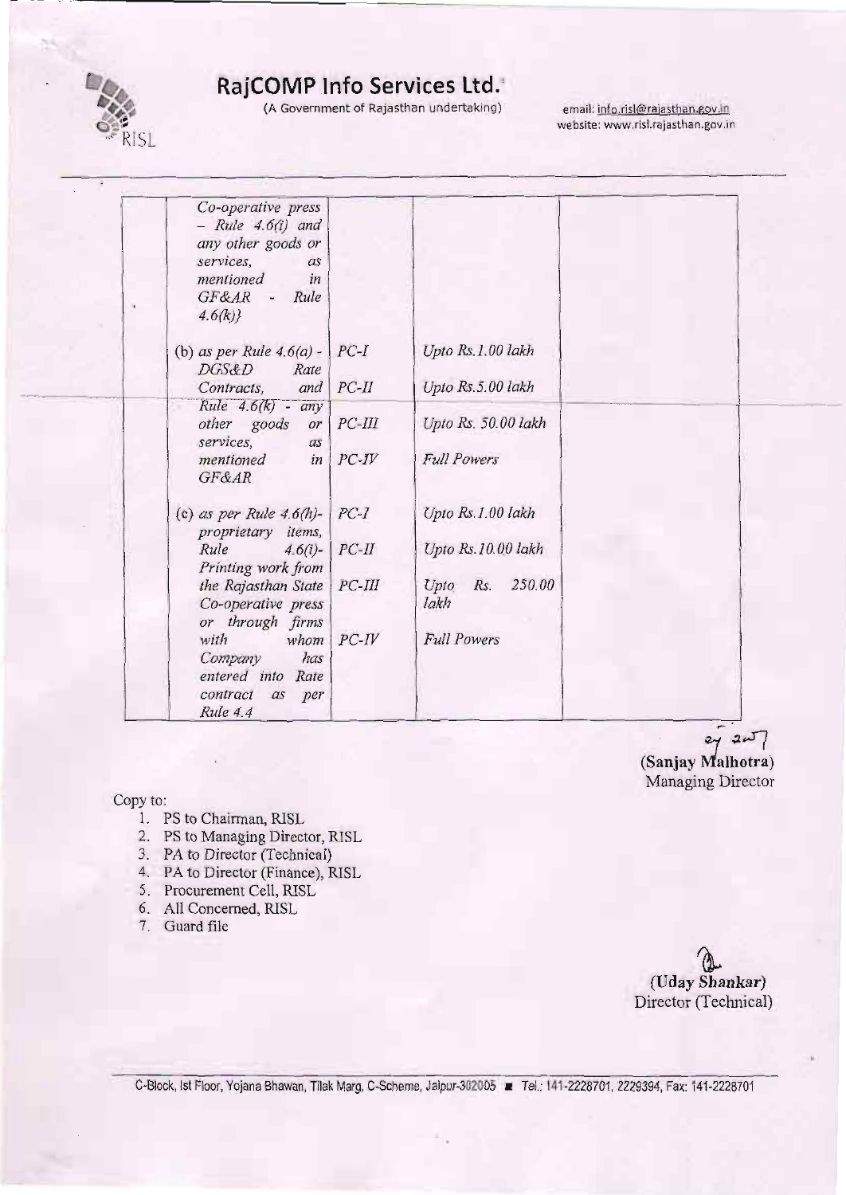# RajCOMP Info Services Ltd.

(A Government of Rajasthan undertaking)

email: info.risl@rajasthan.gov.in
website: www.risl.rajasthan.gov.in

| | | | | |
|---|---|---|---|---|
| | *Co-operative press – Rule 4.6(i) and any other goods or services, as mentioned in GF&AR - Rule 4.6(k)}* | | | |
| | (b) *as per Rule 4.6(a) - DGS&D Rate Contracts, and Rule 4.6(k) - any other goods or services, as mentioned in GF&AR* | *PC-I* | *Upto Rs.1.00 lakh* | |
| | | *PC-II* | *Upto Rs.5.00 lakh* | |
| | | *PC-III* | *Upto Rs. 50.00 lakh* | |
| | | *PC-IV* | *Full Powers* | |
| | (c) *as per Rule 4.6(h)- proprietary items, Rule 4.6(i)- Printing work from the Rajasthan State Co-operative press or through firms with whom Company has entered into Rate contract as per Rule 4.4* | *PC-I* | *Upto Rs.1.00 lakh* | |
| | | *PC-II* | *Upto Rs.10.00 lakh* | |
| | | *PC-III* | *Upto Rs. 250.00 lakh* | |
| | | *PC-IV* | *Full Powers* | |

**(Sanjay Malhotra)**
Managing Director

Copy to:

1. PS to Chairman, RISL
2. PS to Managing Director, RISL
3. PA to Director (Technical)
4. PA to Director (Finance), RISL
5. Procurement Cell, RISL
6. All Concerned, RISL
7. Guard file

**(Uday Shankar)**
Director (Technical)

C-Block, Ist Floor, Yojana Bhawan, Tilak Marg, C-Scheme, Jaipur-302005 ■ Tel.: 141-2228701, 2229394, Fax: 141-2228701